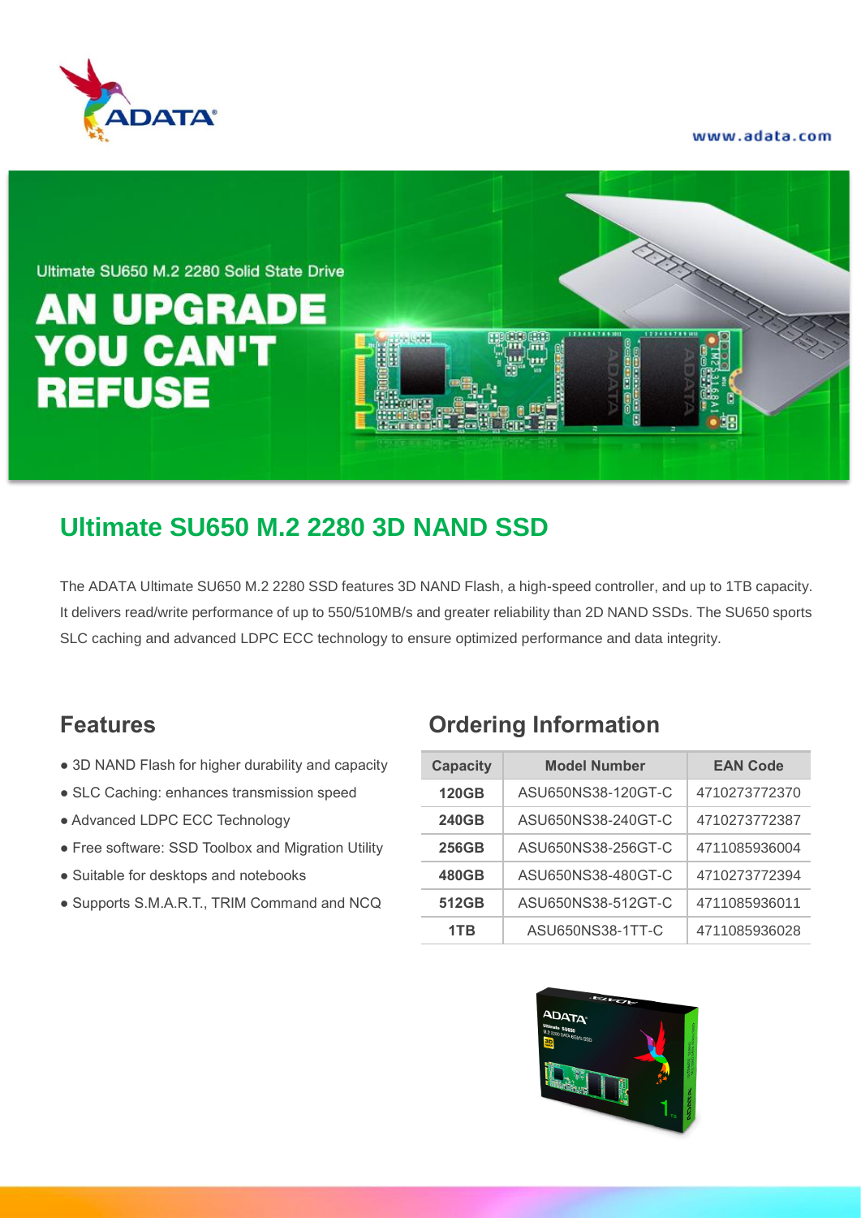Ultimate SU650 M.2 2280 Solid State Drive

# AN UPGRADE YOU CAN'T REFUSE

## Ultimate SU650 M.2 2280 3D NAND SSD

The ADATA Ultimate SU650 M.2 2280 SSD features 3D NAND Flash, a high-speed controller, and up to 1TB capacity. It delivers read/write performance of up to 550/510MB/s and greater reliability than 2D NAND SSDs. The SU650 sports SLC caching and advanced LDPC ECC technology to ensure optimized performance and data integrity.

## Features

- 3D NAND Flash for higher durability and capacity
- SLC Caching: enhances transmission speed
- Advanced LDPC ECC Technology
- Free software: SSD Toolbox and Migration Utility
- Suitable for desktops and notebooks
- Supports S.M.A.R.T., TRIM Command and NCQ

## Ordering Information

| Capacity | Model Number | EAN Code |
|---|---|---|
| **120GB** | ASU650NS38-120GT-C | 4710273772370 |
| **240GB** | ASU650NS38-240GT-C | 4710273772387 |
| **256GB** | ASU650NS38-256GT-C | 4711085936004 |
| **480GB** | ASU650NS38-480GT-C | 4710273772394 |
| **512GB** | ASU650NS38-512GT-C | 4711085936011 |
| **1TB** | ASU650NS38-1TT-C | 4711085936028 |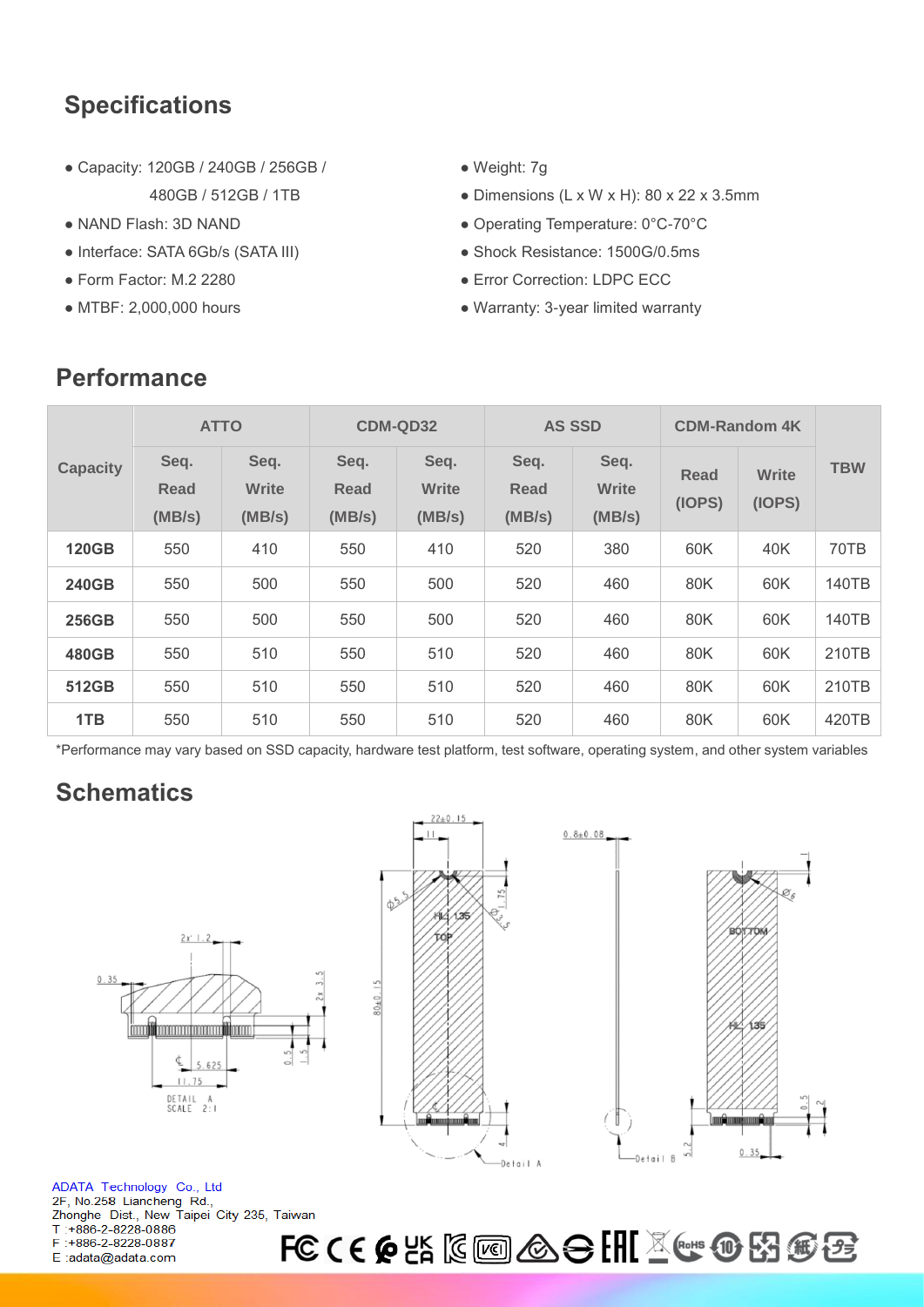## Specifications

- Capacity: 120GB / 240GB / 256GB / 480GB / 512GB / 1TB
- NAND Flash: 3D NAND
- Interface: SATA 6Gb/s (SATA III)
- Form Factor: M.2 2280
- MTBF: 2,000,000 hours
- Weight: 7g
- Dimensions (L x W x H): 80 x 22 x 3.5mm
- Operating Temperature: 0°C-70°C
- Shock Resistance: 1500G/0.5ms
- Error Correction: LDPC ECC
- Warranty: 3-year limited warranty

## Performance

| Capacity | ATTO | | CDM-QD32 | | AS SSD | | CDM-Random 4K | | TBW |
|---|---|---|---|---|---|---|---|---|---|
| | Seq. Read (MB/s) | Seq. Write (MB/s) | Seq. Read (MB/s) | Seq. Write (MB/s) | Seq. Read (MB/s) | Seq. Write (MB/s) | Read (IOPS) | Write (IOPS) | |
| **120GB** | 550 | 410 | 550 | 410 | 520 | 380 | 60K | 40K | 70TB |
| **240GB** | 550 | 500 | 550 | 500 | 520 | 460 | 80K | 60K | 140TB |
| **256GB** | 550 | 500 | 550 | 500 | 520 | 460 | 80K | 60K | 140TB |
| **480GB** | 550 | 510 | 550 | 510 | 520 | 460 | 80K | 60K | 210TB |
| **512GB** | 550 | 510 | 550 | 510 | 520 | 460 | 80K | 60K | 210TB |
| **1TB** | 550 | 510 | 550 | 510 | 520 | 460 | 80K | 60K | 420TB |

*Performance may vary based on SSD capacity, hardware test platform, test software, operating system, and other system variables

## Schematics

ADATA Technology Co., Ltd
2F, No.258 Liancheng Rd.,
Zhonghe Dist., New Taipei City 235, Taiwan
T :+886-2-8228-0886
F :+886-2-8228-0887
E :adata@adata.com